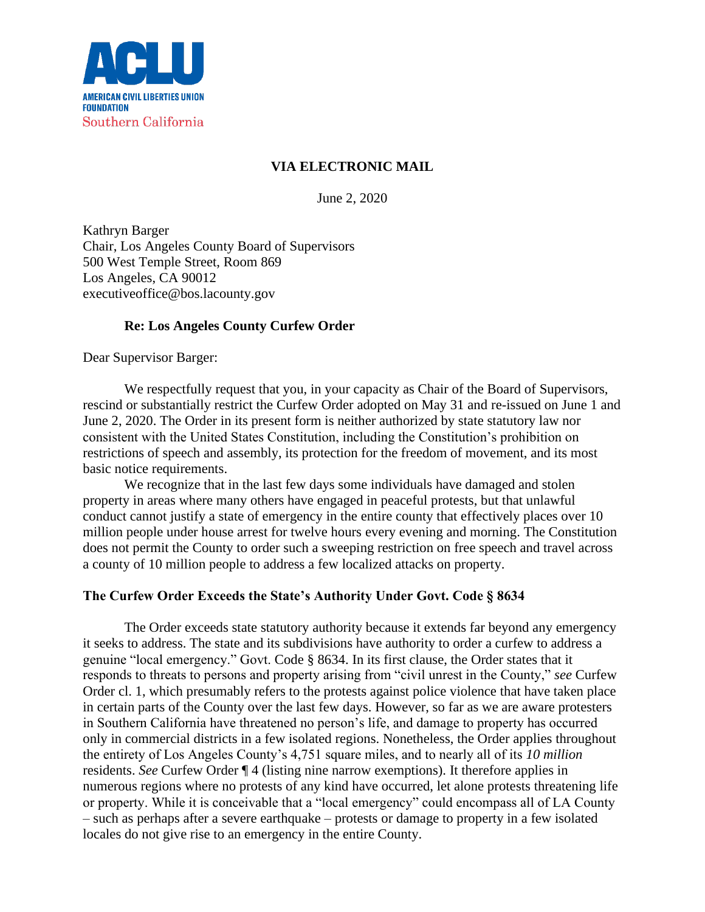**ACLU**

**AMERICAN CIVIL LIBERTIES UNION FOUNDATION**
Southern California

**VIA ELECTRONIC MAIL**

June 2, 2020

Kathryn Barger
Chair, Los Angeles County Board of Supervisors
500 West Temple Street, Room 869
Los Angeles, CA 90012
executiveoffice@bos.lacounty.gov

**Re: Los Angeles County Curfew Order**

Dear Supervisor Barger:

We respectfully request that you, in your capacity as Chair of the Board of Supervisors, rescind or substantially restrict the Curfew Order adopted on May 31 and re-issued on June 1 and June 2, 2020. The Order in its present form is neither authorized by state statutory law nor consistent with the United States Constitution, including the Constitution's prohibition on restrictions of speech and assembly, its protection for the freedom of movement, and its most basic notice requirements.

We recognize that in the last few days some individuals have damaged and stolen property in areas where many others have engaged in peaceful protests, but that unlawful conduct cannot justify a state of emergency in the entire county that effectively places over 10 million people under house arrest for twelve hours every evening and morning. The Constitution does not permit the County to order such a sweeping restriction on free speech and travel across a county of 10 million people to address a few localized attacks on property.

### The Curfew Order Exceeds the State's Authority Under Govt. Code § 8634

The Order exceeds state statutory authority because it extends far beyond any emergency it seeks to address. The state and its subdivisions have authority to order a curfew to address a genuine "local emergency." Govt. Code § 8634. In its first clause, the Order states that it responds to threats to persons and property arising from "civil unrest in the County," *see* Curfew Order cl. 1, which presumably refers to the protests against police violence that have taken place in certain parts of the County over the last few days. However, so far as we are aware protesters in Southern California have threatened no person's life, and damage to property has occurred only in commercial districts in a few isolated regions. Nonetheless, the Order applies throughout the entirety of Los Angeles County's 4,751 square miles, and to nearly all of its *10 million* residents. *See* Curfew Order ¶ 4 (listing nine narrow exemptions). It therefore applies in numerous regions where no protests of any kind have occurred, let alone protests threatening life or property. While it is conceivable that a "local emergency" could encompass all of LA County – such as perhaps after a severe earthquake – protests or damage to property in a few isolated locales do not give rise to an emergency in the entire County.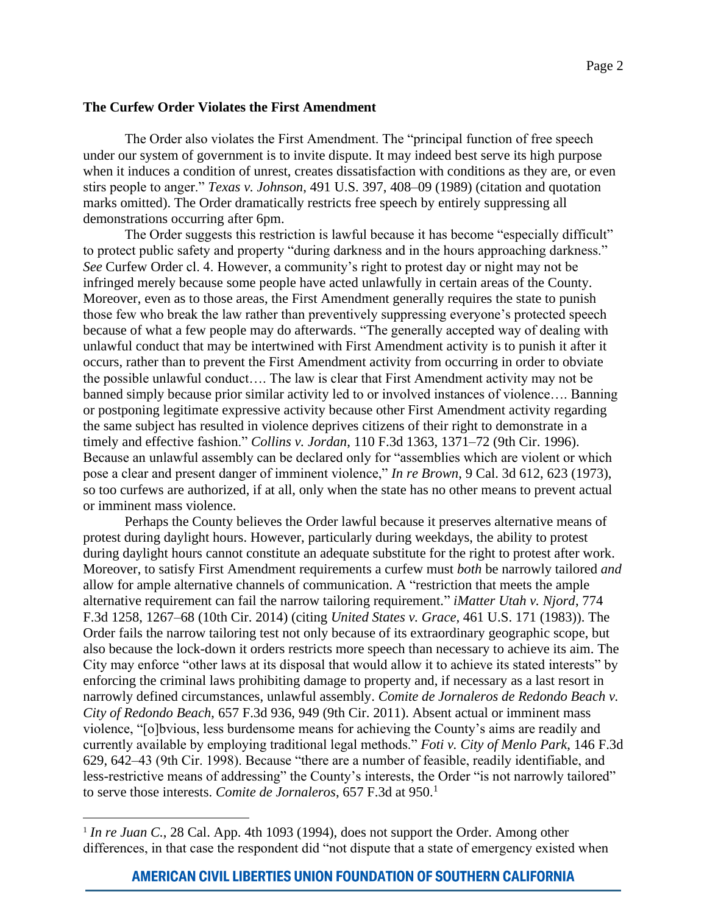**The Curfew Order Violates the First Amendment**

The Order also violates the First Amendment. The "principal function of free speech under our system of government is to invite dispute. It may indeed best serve its high purpose when it induces a condition of unrest, creates dissatisfaction with conditions as they are, or even stirs people to anger." *Texas v. Johnson*, 491 U.S. 397, 408–09 (1989) (citation and quotation marks omitted). The Order dramatically restricts free speech by entirely suppressing all demonstrations occurring after 6pm.

The Order suggests this restriction is lawful because it has become "especially difficult" to protect public safety and property "during darkness and in the hours approaching darkness." *See* Curfew Order cl. 4. However, a community's right to protest day or night may not be infringed merely because some people have acted unlawfully in certain areas of the County. Moreover, even as to those areas, the First Amendment generally requires the state to punish those few who break the law rather than preventively suppressing everyone's protected speech because of what a few people may do afterwards. "The generally accepted way of dealing with unlawful conduct that may be intertwined with First Amendment activity is to punish it after it occurs, rather than to prevent the First Amendment activity from occurring in order to obviate the possible unlawful conduct…. The law is clear that First Amendment activity may not be banned simply because prior similar activity led to or involved instances of violence…. Banning or postponing legitimate expressive activity because other First Amendment activity regarding the same subject has resulted in violence deprives citizens of their right to demonstrate in a timely and effective fashion." *Collins v. Jordan*, 110 F.3d 1363, 1371–72 (9th Cir. 1996). Because an unlawful assembly can be declared only for "assemblies which are violent or which pose a clear and present danger of imminent violence," *In re Brown*, 9 Cal. 3d 612, 623 (1973), so too curfews are authorized, if at all, only when the state has no other means to prevent actual or imminent mass violence.

Perhaps the County believes the Order lawful because it preserves alternative means of protest during daylight hours. However, particularly during weekdays, the ability to protest during daylight hours cannot constitute an adequate substitute for the right to protest after work. Moreover, to satisfy First Amendment requirements a curfew must *both* be narrowly tailored *and* allow for ample alternative channels of communication. A "restriction that meets the ample alternative requirement can fail the narrow tailoring requirement." *iMatter Utah v. Njord*, 774 F.3d 1258, 1267–68 (10th Cir. 2014) (citing *United States v. Grace*, 461 U.S. 171 (1983)). The Order fails the narrow tailoring test not only because of its extraordinary geographic scope, but also because the lock-down it orders restricts more speech than necessary to achieve its aim. The City may enforce "other laws at its disposal that would allow it to achieve its stated interests" by enforcing the criminal laws prohibiting damage to property and, if necessary as a last resort in narrowly defined circumstances, unlawful assembly. *Comite de Jornaleros de Redondo Beach v. City of Redondo Beach*, 657 F.3d 936, 949 (9th Cir. 2011). Absent actual or imminent mass violence, "[o]bvious, less burdensome means for achieving the County's aims are readily and currently available by employing traditional legal methods." *Foti v. City of Menlo Park*, 146 F.3d 629, 642–43 (9th Cir. 1998). Because "there are a number of feasible, readily identifiable, and less-restrictive means of addressing" the County's interests, the Order "is not narrowly tailored" to serve those interests. *Comite de Jornaleros*, 657 F.3d at 950.[1]

---

[1] *In re Juan C.*, 28 Cal. App. 4th 1093 (1994), does not support the Order. Among other differences, in that case the respondent did "not dispute that a state of emergency existed when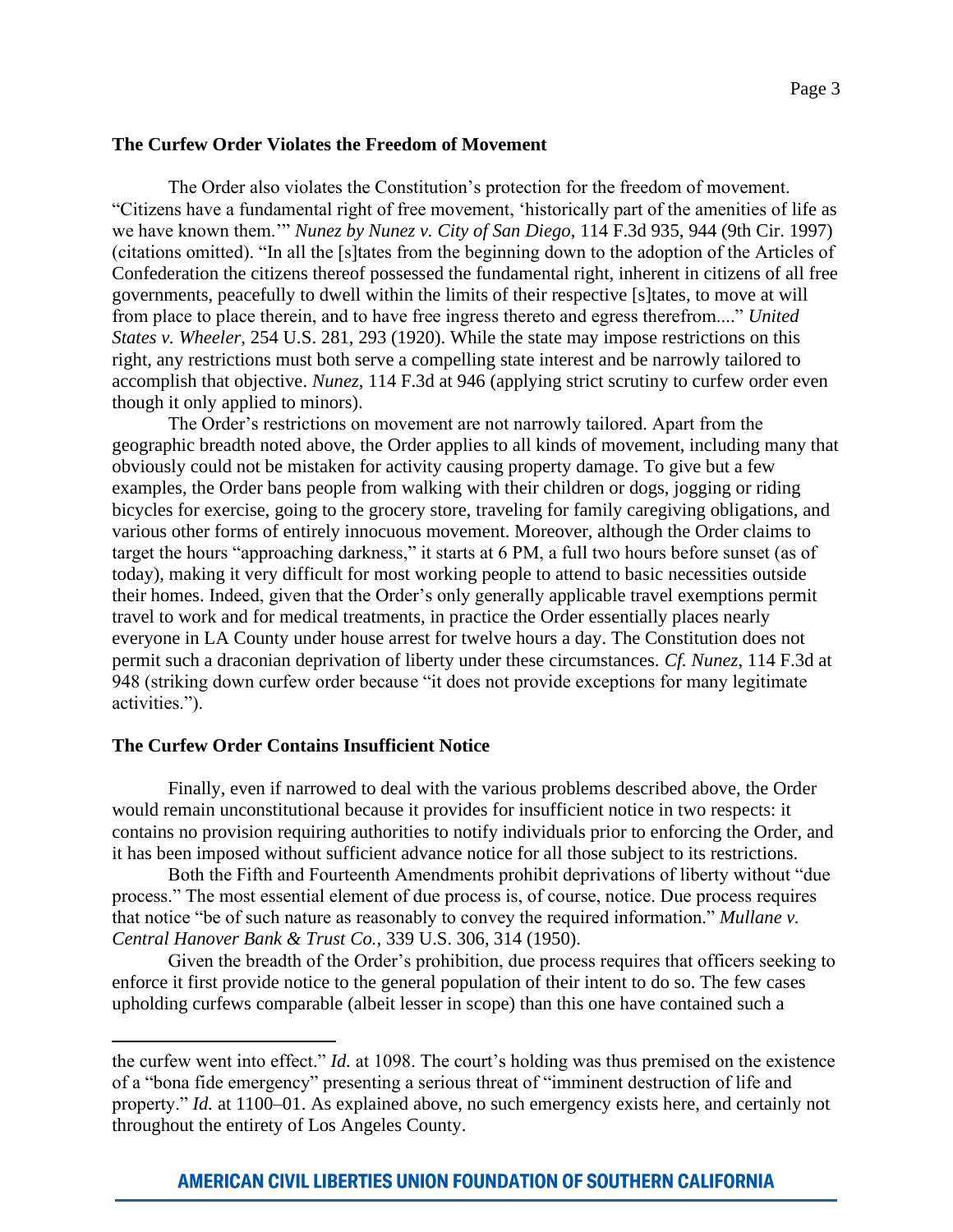**The Curfew Order Violates the Freedom of Movement**

The Order also violates the Constitution's protection for the freedom of movement. "Citizens have a fundamental right of free movement, 'historically part of the amenities of life as we have known them.'" *Nunez by Nunez v. City of San Diego*, 114 F.3d 935, 944 (9th Cir. 1997) (citations omitted). "In all the [s]tates from the beginning down to the adoption of the Articles of Confederation the citizens thereof possessed the fundamental right, inherent in citizens of all free governments, peacefully to dwell within the limits of their respective [s]tates, to move at will from place to place therein, and to have free ingress thereto and egress therefrom...." *United States v. Wheeler*, 254 U.S. 281, 293 (1920). While the state may impose restrictions on this right, any restrictions must both serve a compelling state interest and be narrowly tailored to accomplish that objective. *Nunez*, 114 F.3d at 946 (applying strict scrutiny to curfew order even though it only applied to minors).

The Order's restrictions on movement are not narrowly tailored. Apart from the geographic breadth noted above, the Order applies to all kinds of movement, including many that obviously could not be mistaken for activity causing property damage. To give but a few examples, the Order bans people from walking with their children or dogs, jogging or riding bicycles for exercise, going to the grocery store, traveling for family caregiving obligations, and various other forms of entirely innocuous movement. Moreover, although the Order claims to target the hours "approaching darkness," it starts at 6 PM, a full two hours before sunset (as of today), making it very difficult for most working people to attend to basic necessities outside their homes. Indeed, given that the Order's only generally applicable travel exemptions permit travel to work and for medical treatments, in practice the Order essentially places nearly everyone in LA County under house arrest for twelve hours a day. The Constitution does not permit such a draconian deprivation of liberty under these circumstances. *Cf. Nunez*, 114 F.3d at 948 (striking down curfew order because "it does not provide exceptions for many legitimate activities.").

**The Curfew Order Contains Insufficient Notice**

Finally, even if narrowed to deal with the various problems described above, the Order would remain unconstitutional because it provides for insufficient notice in two respects: it contains no provision requiring authorities to notify individuals prior to enforcing the Order, and it has been imposed without sufficient advance notice for all those subject to its restrictions.

Both the Fifth and Fourteenth Amendments prohibit deprivations of liberty without "due process." The most essential element of due process is, of course, notice. Due process requires that notice "be of such nature as reasonably to convey the required information." *Mullane v. Central Hanover Bank & Trust Co.*, 339 U.S. 306, 314 (1950).

Given the breadth of the Order's prohibition, due process requires that officers seeking to enforce it first provide notice to the general population of their intent to do so. The few cases upholding curfews comparable (albeit lesser in scope) than this one have contained such a

---

the curfew went into effect." *Id.* at 1098. The court's holding was thus premised on the existence of a "bona fide emergency" presenting a serious threat of "imminent destruction of life and property." *Id.* at 1100–01. As explained above, no such emergency exists here, and certainly not throughout the entirety of Los Angeles County.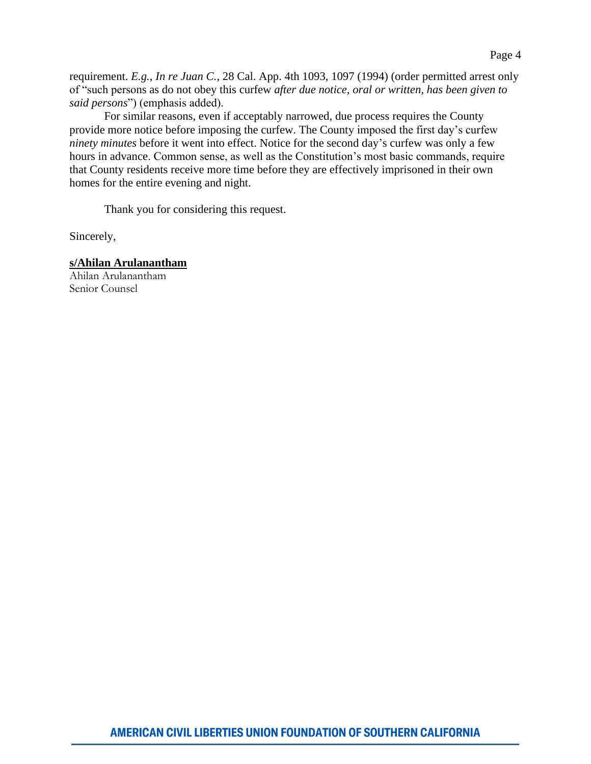requirement. *E.g.*, *In re Juan C.*, 28 Cal. App. 4th 1093, 1097 (1994) (order permitted arrest only of "such persons as do not obey this curfew *after due notice, oral or written, has been given to said persons*") (emphasis added).

For similar reasons, even if acceptably narrowed, due process requires the County provide more notice before imposing the curfew. The County imposed the first day's curfew *ninety minutes* before it went into effect. Notice for the second day's curfew was only a few hours in advance. Common sense, as well as the Constitution's most basic commands, require that County residents receive more time before they are effectively imprisoned in their own homes for the entire evening and night.

Thank you for considering this request.

Sincerely,

**s/Ahilan Arulanantham**
Ahilan Arulanantham
Senior Counsel

AMERICAN CIVIL LIBERTIES UNION FOUNDATION OF SOUTHERN CALIFORNIA